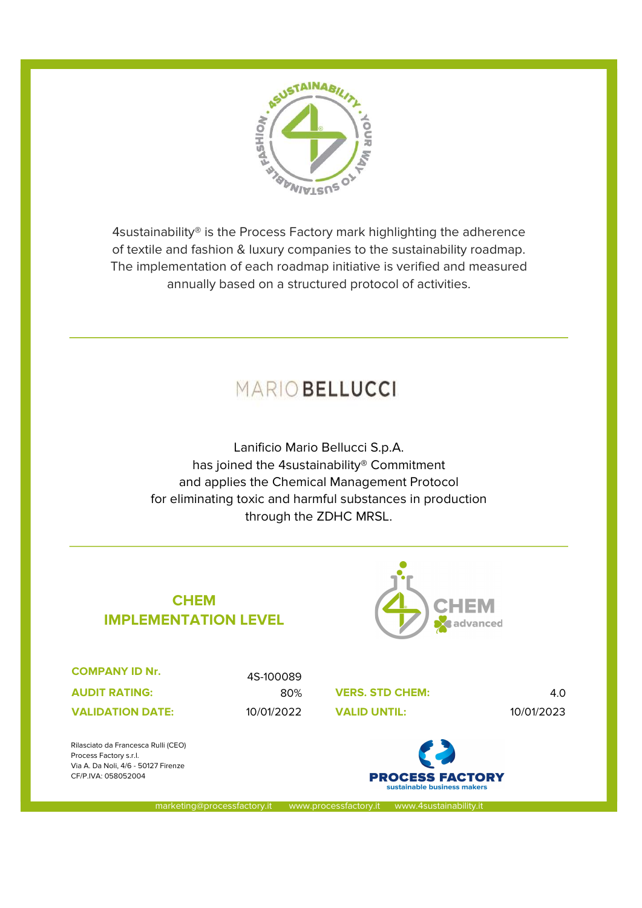4sustainability® is the Process Factory mark highlighting the adherence of textile and fashion & luxury companies to the sustainability roadmap. The implementation of each roadmap initiative is verified and measured annually based on a structured protocol of activities.

MARIO **BELLUCCI**

Lanificio Mario Bellucci S.p.A.
has joined the 4sustainability® Commitment
and applies the Chemical Management Protocol
for eliminating toxic and harmful substances in production
through the ZDHC MRSL.

## CHEM IMPLEMENTATION LEVEL

CHEM advanced

| | | | |
|---|---|---|---|
| **COMPANY ID Nr.** | 4S-100089 | | |
| **AUDIT RATING:** | 80% | **VERS. STD CHEM:** | 4.0 |
| **VALIDATION DATE:** | 10/01/2022 | **VALID UNTIL:** | 10/01/2023 |

Rilasciato da Francesca Rulli (CEO)
Process Factory s.r.l.
Via A. Da Noli, 4/6 - 50127 Firenze
CF/P.IVA: 058052004

PROCESS FACTORY
sustainable business makers

marketing@processfactory.it www.processfactory.it www.4sustainability.it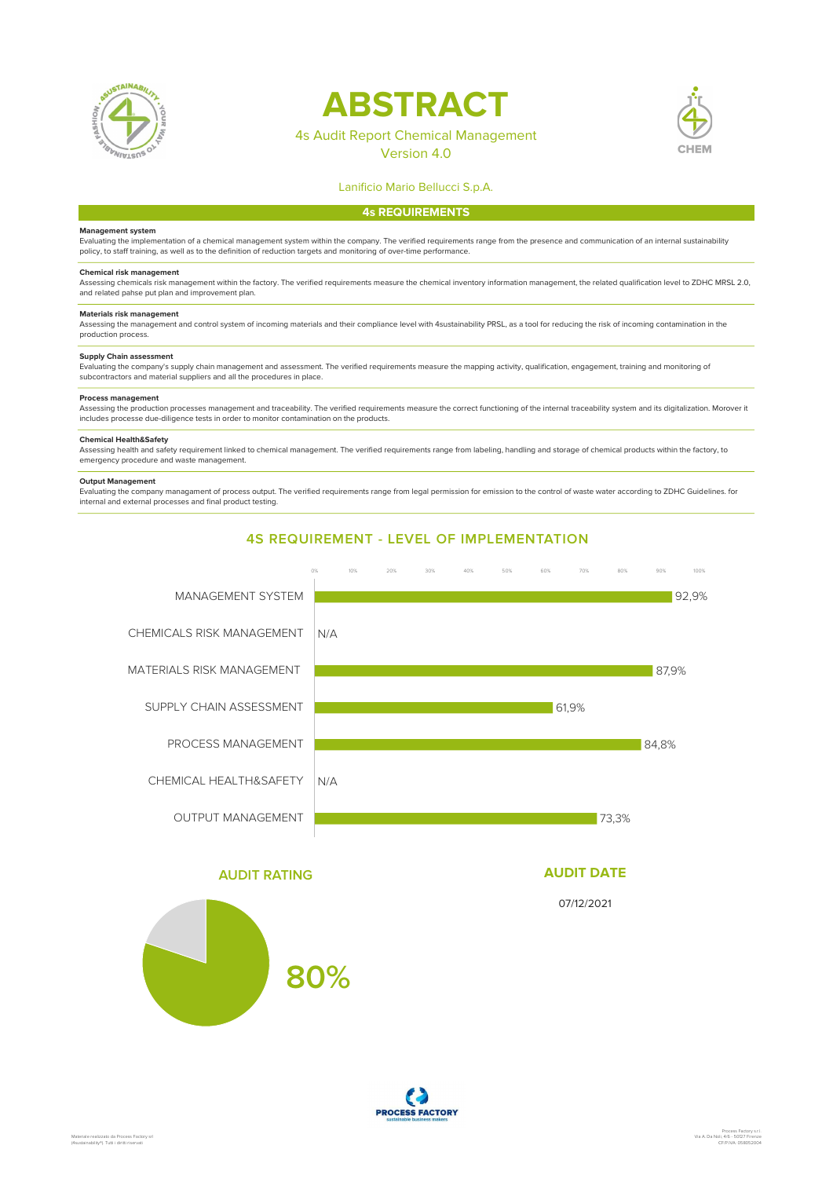# ABSTRACT

4s Audit Report Chemical Management
Version 4.0

Lanificio Mario Bellucci S.p.A.

## 4s REQUIREMENTS

**Management system**
Evaluating the implementation of a chemical management system within the company. The verified requirements range from the presence and communication of an internal sustainability policy, to staff training, as well as to the definition of reduction targets and monitoring of over-time performance.

**Chemical risk management**
Assessing chemicals risk management within the factory. The verified requirements measure the chemical inventory information management, the related qualification level to ZDHC MRSL 2.0, and related pahse put plan and improvement plan.

**Materials risk management**
Assessing the management and control system of incoming materials and their compliance level with 4sustainability PRSL, as a tool for reducing the risk of incoming contamination in the production process.

**Supply Chain assessment**
Evaluating the company's supply chain management and assessment. The verified requirements measure the mapping activity, qualification, engagement, training and monitoring of subcontractors and material suppliers and all the procedures in place.

**Process management**
Assessing the production processes management and traceability. The verified requirements measure the correct functioning of the internal traceability system and its digitalization. Morover it includes processe due-diligence tests in order to monitor contamination on the products.

**Chemical Health&Safety**
Assessing health and safety requirement linked to chemical management. The verified requirements range from labeling, handling and storage of chemical products within the factory, to emergency procedure and waste management.

**Output Management**
Evaluating the company managament of process output. The verified requirements range from legal permission for emission to the control of waste water according to ZDHC Guidelines. for internal and external processes and final product testing.

## 4S REQUIREMENT - LEVEL OF IMPLEMENTATION

| Requirement | Level of implementation |
|---|---|
| MANAGEMENT SYSTEM | 92,9% |
| CHEMICALS RISK MANAGEMENT | N/A |
| MATERIALS RISK MANAGEMENT | 87,9% |
| SUPPLY CHAIN ASSESSMENT | 61,9% |
| PROCESS MANAGEMENT | 84,8% |
| CHEMICAL HEALTH&SAFETY | N/A |
| OUTPUT MANAGEMENT | 73,3% |

## AUDIT RATING

80%

## AUDIT DATE

07/12/2021

Materiale realizzato da Process Factory srl (4sustainability®) Tutti i diritti riservati

Process Factory s.r.l.
Via A. Da Noli, 4/6 - 50127 Firenze
CF/P.IVA: 05805200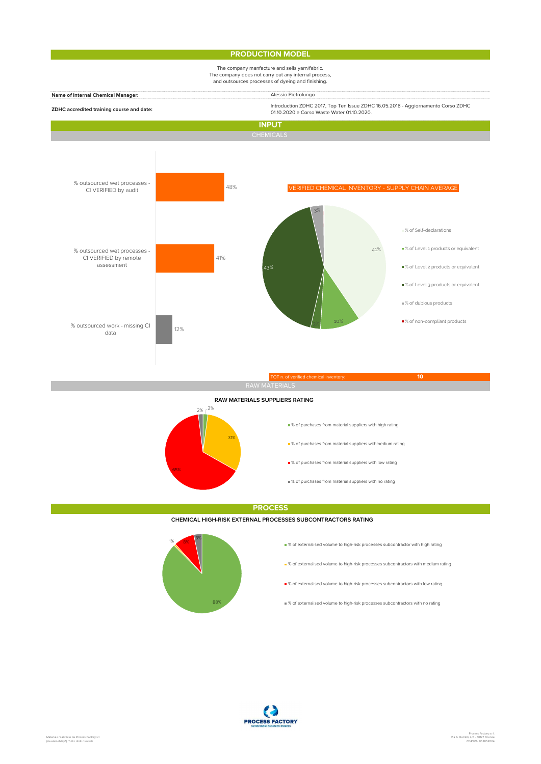## PRODUCTION MODEL

The company manfacture and sells yarn/fabric.
The company does not carry out any internal process,
and outsources processes of dyeing and finishing.

| | |
|---|---|
| **Name of Internal Chemical Manager:** | Alessio Pietrolungo |
| **ZDHC accredited training course and date:** | Introduction ZDHC 2017, Top Ten Issue ZDHC 16.05.2018 - Aggiornamento Corso ZDHC 01.10.2020 e Corso Waste Water 01.10.2020. |

## INPUT

### CHEMICALS

| | |
|---|---|
| % outsourced wet processes - CI VERIFIED by audit | 48% |
| % outsourced wet processes - CI VERIFIED by remote assessment | 41% |
| % outsourced work - missing CI data | 12% |

**VERIFIED CHEMICAL INVENTORY - SUPPLY CHAIN AVERAGE**

| | |
|---|---|
| % of Self-declarations | 41% |
| % of Level 1 products or equivalent | 10% |
| % of Level 2 products or equivalent | 3% |
| % of Level 3 products or equivalent | 43% |
| % of dubious products | 3% |
| % of non-compliant products | |

TOT n. of verified chemical inventory: **10**

### RAW MATERIALS

**RAW MATERIALS SUPPLIERS RATING**

| | |
|---|---|
| % of purchases from material suppliers with high rating | 2% |
| % of purchases from material suppliers withmedium rating | 31% |
| % of purchases from material suppliers with low rating | 65% |
| % of purchases from material suppliers with no rating | 2% |

## PROCESS

**CHEMICAL HIGH-RISK EXTERNAL PROCESSES SUBCONTRACTORS RATING**

| | |
|---|---|
| % of externalised volume to high-risk processes subcontractor with high rating | 88% |
| % of externalised volume to high-risk processes subcontractors with medium rating | 1% |
| % of externalised volume to high-risk processes subcontractors with low rating | 8% |
| % of externalised volume to high-risk processes subcontractors with no rating | 3% |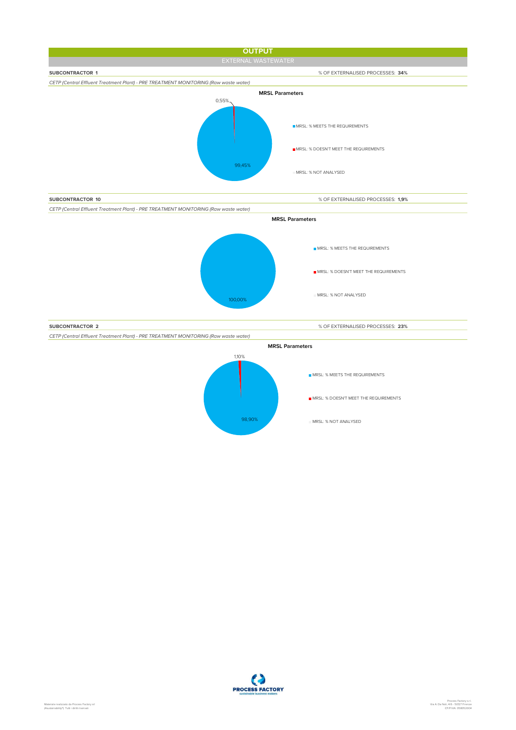# OUTPUT

## EXTERNAL WASTEWATER

**SUBCONTRACTOR 1** — % OF EXTERNALISED PROCESSES: **34%**

*CETP (Central Effluent Treatment Plant) - PRE TREATMENT MONITORING (Raw waste water)*

**MRSL Parameters**

| | % |
|---|---|
| MRSL: % MEETS THE REQUIREMENTS | 99,45% |
| MRSL: % DOESN'T MEET THE REQUIREMENTS | 0,55% |
| MRSL: % NOT ANALYSED | |

**SUBCONTRACTOR 10** — % OF EXTERNALISED PROCESSES: **1,9%**

*CETP (Central Effluent Treatment Plant) - PRE TREATMENT MONITORING (Raw waste water)*

**MRSL Parameters**

| | % |
|---|---|
| MRSL: % MEETS THE REQUIREMENTS | 100,00% |
| MRSL: % DOESN'T MEET THE REQUIREMENTS | |
| MRSL: % NOT ANALYSED | |

**SUBCONTRACTOR 2** — % OF EXTERNALISED PROCESSES: **23%**

*CETP (Central Effluent Treatment Plant) - PRE TREATMENT MONITORING (Raw waste water)*

**MRSL Parameters**

| | % |
|---|---|
| MRSL: % MEETS THE REQUIREMENTS | 98,90% |
| MRSL: % DOESN'T MEET THE REQUIREMENTS | 1,10% |
| MRSL: % NOT ANALYSED | |

PROCESS FACTORY
sustainable business makers

Materiale realizzato da Process Factory srl (#sustainability*) Tutti i diritti riservati

Process Factory s.r.l.
Via A. Da Noli, 4/6 - 50127 Firenze
CF/P.IVA 05805200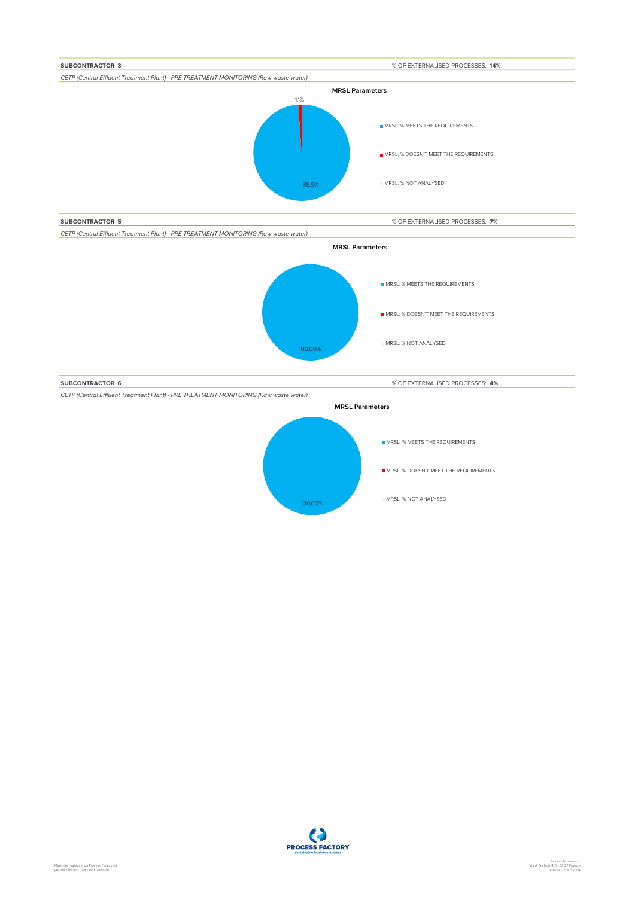**SUBCONTRACTOR 3** % OF EXTERNALISED PROCESSES: **14%**

*CETP (Central Effluent Treatment Plant) - PRE TREATMENT MONITORING (Raw waste water)*

**MRSL Parameters**

1,1%

98,9%

MRSL: % MEETS THE REQUIREMENTS

MRSL: % DOESN'T MEET THE REQUIREMENTS

MRSL: % NOT ANALYSED

**SUBCONTRACTOR 5** % OF EXTERNALISED PROCESSES: **7%**

*CETP (Central Effluent Treatment Plant) - PRE TREATMENT MONITORING (Raw waste water)*

**MRSL Parameters**

100,00%

MRSL: % MEETS THE REQUIREMENTS

MRSL: % DOESN'T MEET THE REQUIREMENTS

MRSL: % NOT ANALYSED

**SUBCONTRACTOR 6** % OF EXTERNALISED PROCESSES: **4%**

*CETP (Central Effluent Treatment Plant) - PRE TREATMENT MONITORING (Raw waste water)*

**MRSL Parameters**

100,00%

MRSL: % MEETS THE REQUIREMENTS

MRSL: % DOESN'T MEET THE REQUIREMENTS

MRSL: % NOT ANALYSED